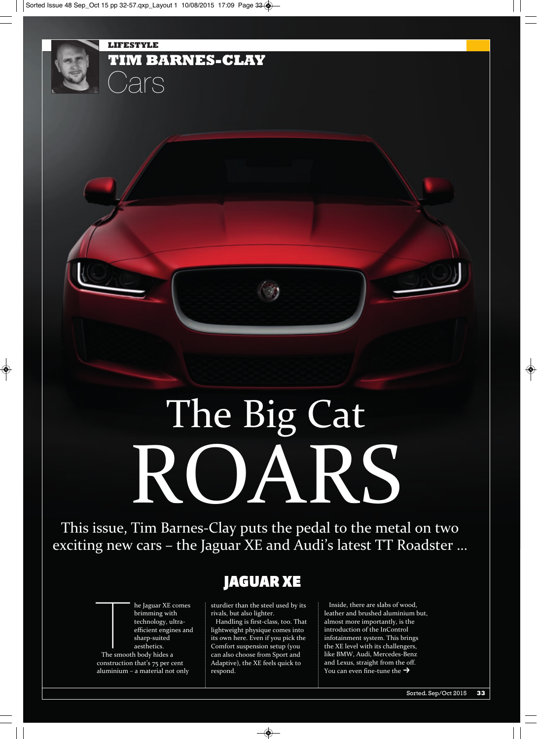LIFESTYLE

**TIM BARNES-CLAY**

Cars

# The Big Cat ROARS

This issue, Tim Barnes-Clay puts the pedal to the metal on two exciting new cars – the Jaguar XE and Audi's latest TT Roadster ...

## JAGUAR XE

The Jaguar XE comes brimming with technology, ultra-efficient engines and sharp-suited aesthetics.

The smooth body hides a construction that's 75 per cent aluminium – a material not only sturdier than the steel used by its rivals, but also lighter.

Handling is first-class, too. That lightweight physique comes into its own here. Even if you pick the Comfort suspension setup (you can also choose from Sport and Adaptive), the XE feels quick to respond.

Inside, there are slabs of wood, leather and brushed aluminium but, almost more importantly, is the introduction of the InControl infotainment system. This brings the XE level with its challengers, like BMW, Audi, Mercedes-Benz and Lexus, straight from the off. You can even fine-tune the →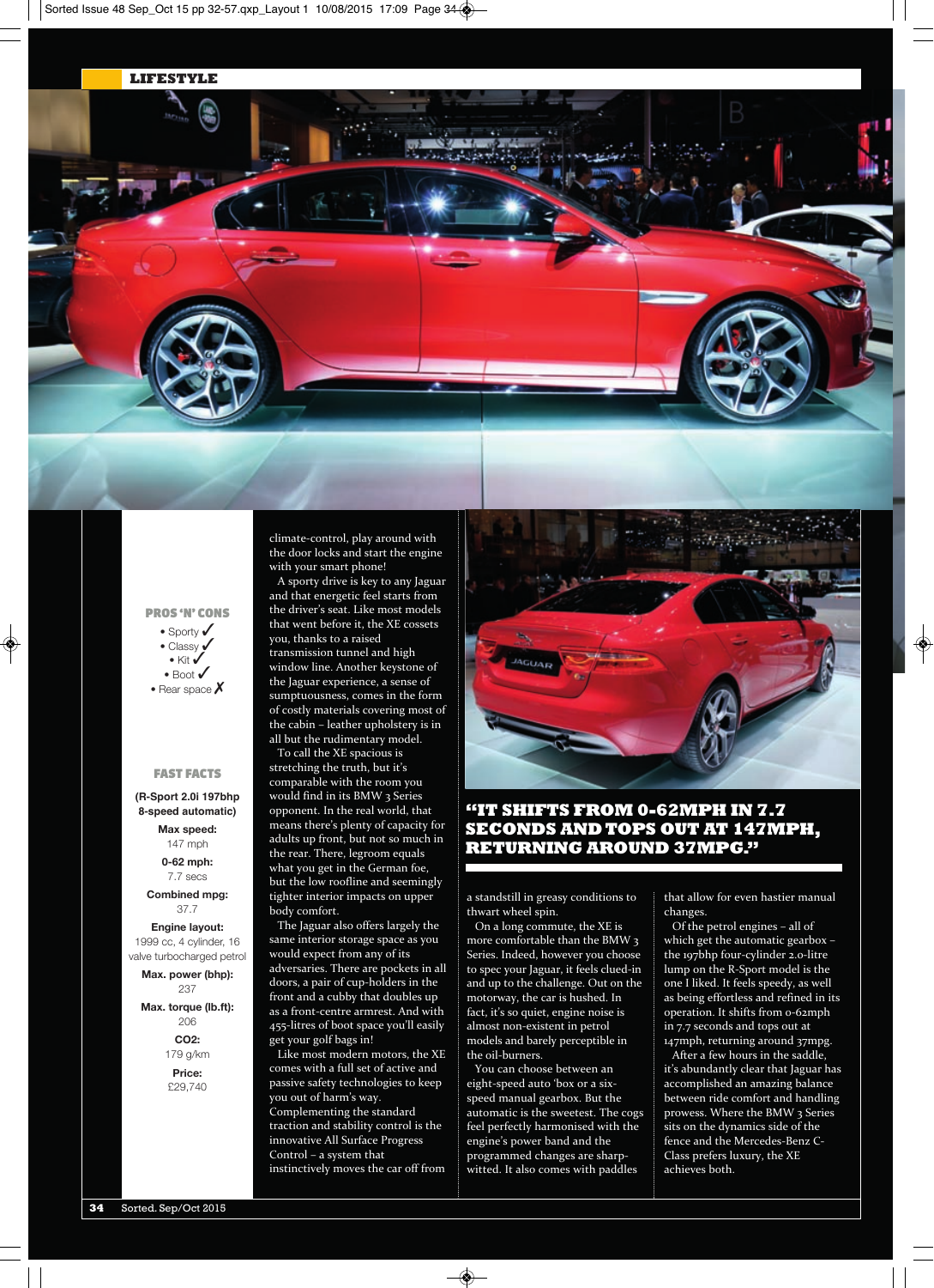## PROS 'N' CONS

- Sporty ✓
- Classy ✓
- Kit ✓
- Boot ✓
- Rear space ✗

## FAST FACTS

**(R-Sport 2.0i 197bhp 8-speed automatic)**

**Max speed:**
147 mph

**0-62 mph:**
7.7 secs

**Combined mpg:**
37.7

**Engine layout:**
1999 cc, 4 cylinder, 16 valve turbocharged petrol

**Max. power (bhp):**
237

**Max. torque (lb.ft):**
206

**CO2:**
179 g/km

**Price:**
£29,740

climate-control, play around with the door locks and start the engine with your smart phone!

A sporty drive is key to any Jaguar and that energetic feel starts from the driver's seat. Like most models that went before it, the XE cossets you, thanks to a raised transmission tunnel and high window line. Another keystone of the Jaguar experience, a sense of sumptuousness, comes in the form of costly materials covering most of the cabin – leather upholstery is in all but the rudimentary model.

To call the XE spacious is stretching the truth, but it's comparable with the room you would find in its BMW 3 Series opponent. In the real world, that means there's plenty of capacity for adults up front, but not so much in the rear. There, legroom equals what you get in the German foe, but the low roofline and seemingly tighter interior impacts on upper body comfort.

The Jaguar also offers largely the same interior storage space as you would expect from any of its adversaries. There are pockets in all doors, a pair of cup-holders in the front and a cubby that doubles up as a front-centre armrest. And with 455-litres of boot space you'll easily get your golf bags in!

Like most modern motors, the XE comes with a full set of active and passive safety technologies to keep you out of harm's way. Complementing the standard traction and stability control is the innovative All Surface Progress Control – a system that instinctively moves the car off from a standstill in greasy conditions to thwart wheel spin.

On a long commute, the XE is more comfortable than the BMW 3 Series. Indeed, however you choose to spec your Jaguar, it feels clued-in and up to the challenge. Out on the motorway, the car is hushed. In fact, it's so quiet, engine noise is almost non-existent in petrol models and barely perceptible in the oil-burners.

You can choose between an eight-speed auto 'box or a six-speed manual gearbox. But the automatic is the sweetest. The cogs feel perfectly harmonised with the engine's power band and the programmed changes are sharp-witted. It also comes with paddles that allow for even hastier manual changes.

Of the petrol engines – all of which get the automatic gearbox – the 197bhp four-cylinder 2.0-litre lump on the R-Sport model is the one I liked. It feels speedy, as well as being effortless and refined in its operation. It shifts from 0-62mph in 7.7 seconds and tops out at 147mph, returning around 37mpg.

After a few hours in the saddle, it's abundantly clear that Jaguar has accomplished an amazing balance between ride comfort and handling prowess. Where the BMW 3 Series sits on the dynamics side of the fence and the Mercedes-Benz C-Class prefers luxury, the XE achieves both.

> **"IT SHIFTS FROM 0-62MPH IN 7.7 SECONDS AND TOPS OUT AT 147MPH, RETURNING AROUND 37MPG."**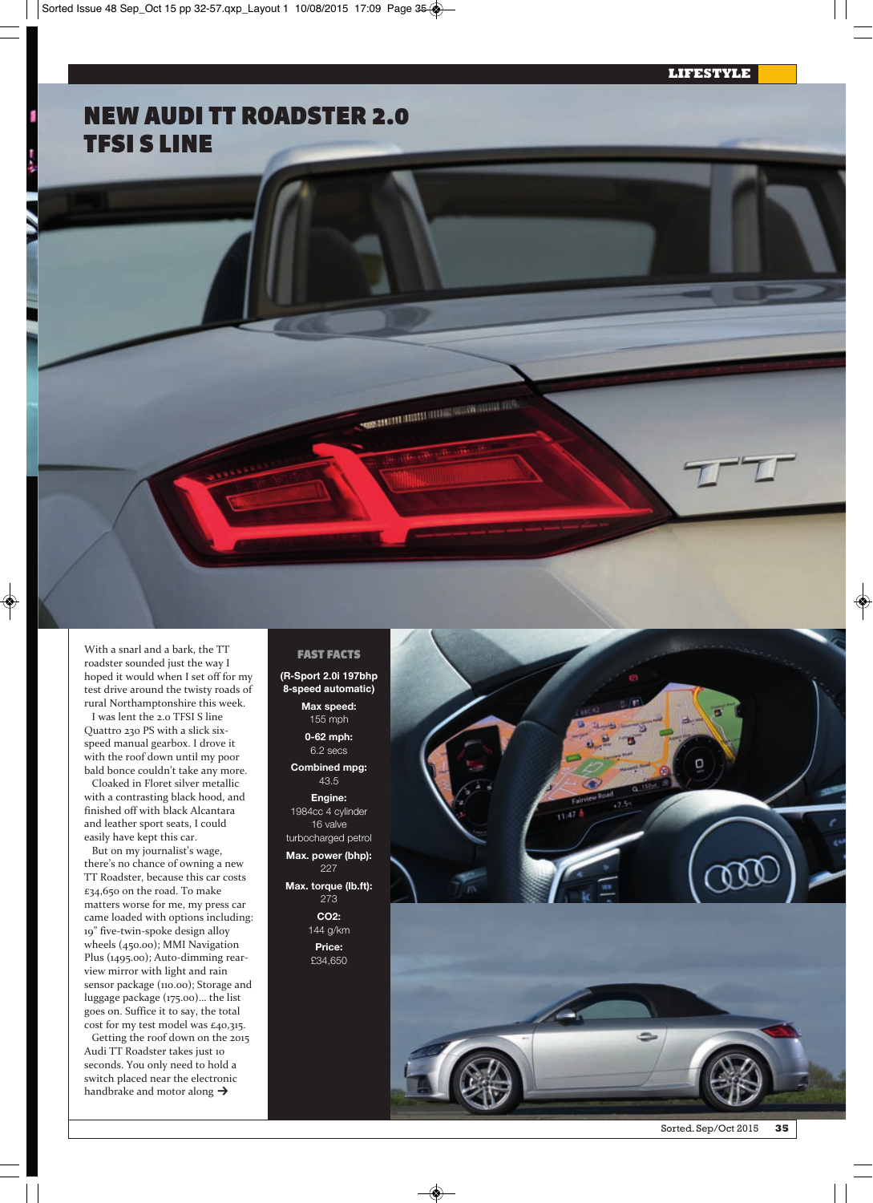# NEW AUDI TT ROADSTER 2.0 TFSI S LINE

With a snarl and a bark, the TT roadster sounded just the way I hoped it would when I set off for my test drive around the twisty roads of rural Northamptonshire this week.

I was lent the 2.0 TFSI S line Quattro 230 PS with a slick six-speed manual gearbox. I drove it with the roof down until my poor bald bonce couldn't take any more.

Cloaked in Floret silver metallic with a contrasting black hood, and finished off with black Alcantara and leather sport seats, I could easily have kept this car.

But on my journalist's wage, there's no chance of owning a new TT Roadster, because this car costs £34,650 on the road. To make matters worse for me, my press car came loaded with options including: 19" five-twin-spoke design alloy wheels (450.00); MMI Navigation Plus (1495.00); Auto-dimming rear-view mirror with light and rain sensor package (110.00); Storage and luggage package (175.00)... the list goes on. Suffice it to say, the total cost for my test model was £40,315.

Getting the roof down on the 2015 Audi TT Roadster takes just 10 seconds. You only need to hold a switch placed near the electronic handbrake and motor along ➔

## FAST FACTS

**(R-Sport 2.0i 197bhp 8-speed automatic)**

**Max speed:**
155 mph

**0-62 mph:**
6.2 secs

**Combined mpg:**
43.5

**Engine:**
1984cc 4 cylinder 16 valve turbocharged petrol

**Max. power (bhp):**
227

**Max. torque (lb.ft):**
273

**$CO_2$:**
144 g/km

**Price:**
£34,650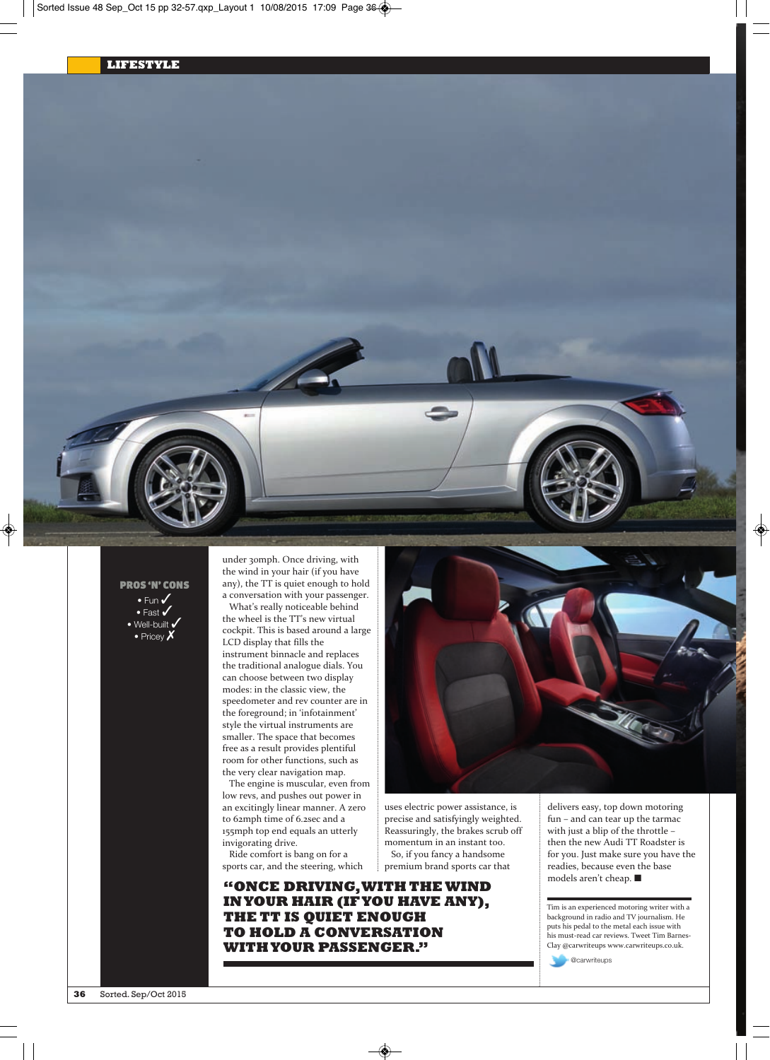**PROS 'N' CONS**

- Fun ✓
- Fast ✓
- Well-built ✓
- Pricey ✗

under 30mph. Once driving, with the wind in your hair (if you have any), the TT is quiet enough to hold a conversation with your passenger.

What's really noticeable behind the wheel is the TT's new virtual cockpit. This is based around a large LCD display that fills the instrument binnacle and replaces the traditional analogue dials. You can choose between two display modes: in the classic view, the speedometer and rev counter are in the foreground; in 'infotainment' style the virtual instruments are smaller. The space that becomes free as a result provides plentiful room for other functions, such as the very clear navigation map.

The engine is muscular, even from low revs, and pushes out power in an excitingly linear manner. A zero to 62mph time of 6.2sec and a 155mph top end equals an utterly invigorating drive.

Ride comfort is bang on for a sports car, and the steering, which uses electric power assistance, is precise and satisfyingly weighted. Reassuringly, the brakes scrub off momentum in an instant too.

So, if you fancy a handsome premium brand sports car that delivers easy, top down motoring fun – and can tear up the tarmac with just a blip of the throttle – then the new Audi TT Roadster is for you. Just make sure you have the readies, because even the base models aren't cheap. ■

**"ONCE DRIVING, WITH THE WIND IN YOUR HAIR (IF YOU HAVE ANY), THE TT IS QUIET ENOUGH TO HOLD A CONVERSATION WITH YOUR PASSENGER."**

Tim is an experienced motoring writer with a background in radio and TV journalism. He puts his pedal to the metal each issue with his must-read car reviews. Tweet Tim Barnes-Clay @carwriteups www.carwriteups.co.uk.

@carwriteups